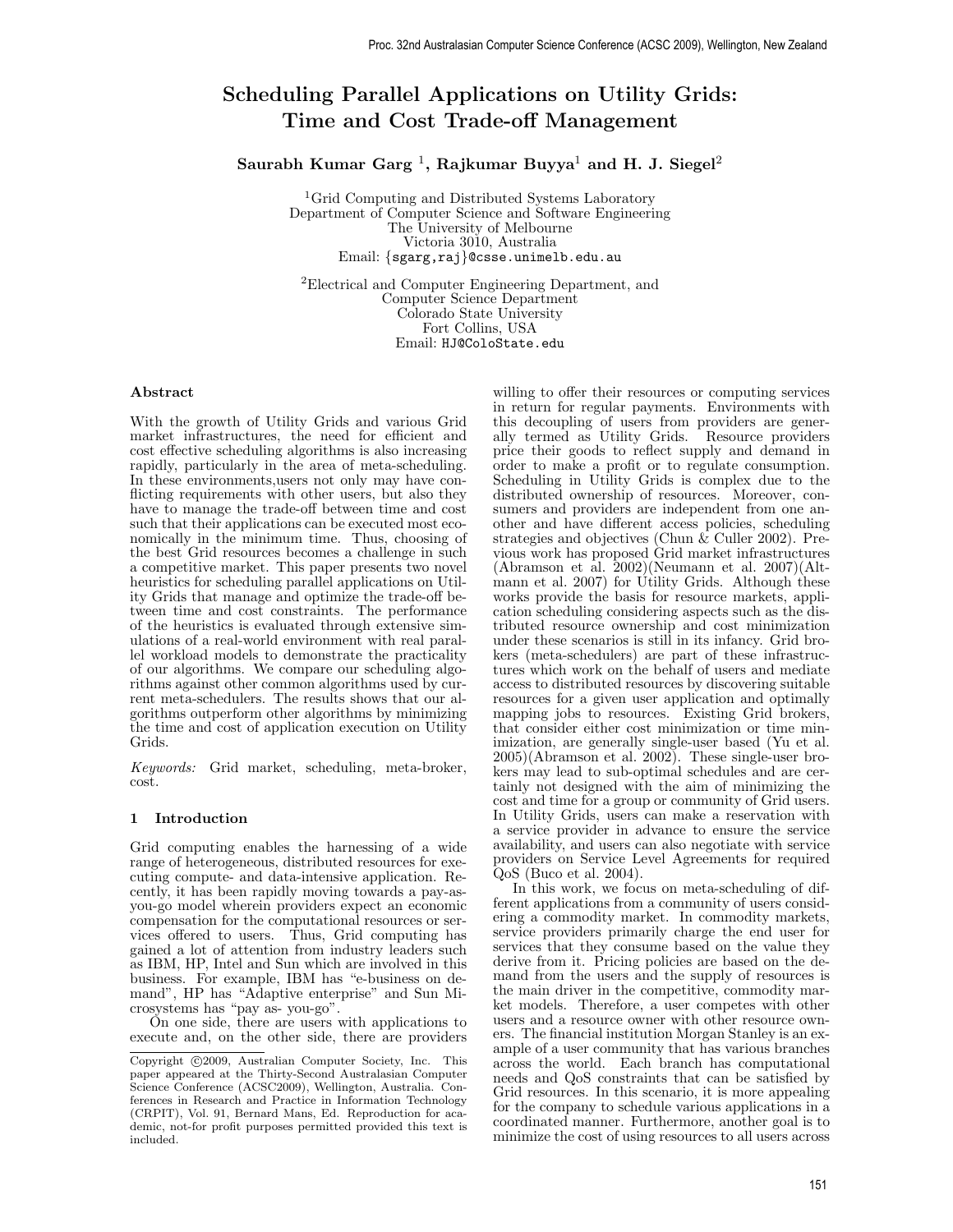# Scheduling Parallel Applications on Utility Grids: Time and Cost Trade-off Management

**Saurabh Kumar Garg [1], Rajkumar Buyya[1] and H. J. Siegel[2]**

[1]Grid Computing and Distributed Systems Laboratory
Department of Computer Science and Software Engineering
The University of Melbourne
Victoria 3010, Australia
Email: {sgarg,raj}@csse.unimelb.edu.au

[2]Electrical and Computer Engineering Department, and
Computer Science Department
Colorado State University
Fort Collins, USA
Email: HJ@ColoState.edu

## Abstract

With the growth of Utility Grids and various Grid market infrastructures, the need for efficient and cost effective scheduling algorithms is also increasing rapidly, particularly in the area of meta-scheduling. In these environments,users not only may have conflicting requirements with other users, but also they have to manage the trade-off between time and cost such that their applications can be executed most economically in the minimum time. Thus, choosing of the best Grid resources becomes a challenge in such a competitive market. This paper presents two novel heuristics for scheduling parallel applications on Utility Grids that manage and optimize the trade-off between time and cost constraints. The performance of the heuristics is evaluated through extensive simulations of a real-world environment with real parallel workload models to demonstrate the practicality of our algorithms. We compare our scheduling algorithms against other common algorithms used by current meta-schedulers. The results shows that our algorithms outperform other algorithms by minimizing the time and cost of application execution on Utility Grids.

*Keywords:* Grid market, scheduling, meta-broker, cost.

## 1 Introduction

Grid computing enables the harnessing of a wide range of heterogeneous, distributed resources for executing compute- and data-intensive application. Recently, it has been rapidly moving towards a pay-as-you-go model wherein providers expect an economic compensation for the computational resources or services offered to users. Thus, Grid computing has gained a lot of attention from industry leaders such as IBM, HP, Intel and Sun which are involved in this business. For example, IBM has "e-business on demand", HP has "Adaptive enterprise" and Sun Microsystems has "pay as- you-go".

On one side, there are users with applications to execute and, on the other side, there are providers willing to offer their resources or computing services in return for regular payments. Environments with this decoupling of users from providers are generally termed as Utility Grids. Resource providers price their goods to reflect supply and demand in order to make a profit or to regulate consumption. Scheduling in Utility Grids is complex due to the distributed ownership of resources. Moreover, consumers and providers are independent from one another and have different access policies, scheduling strategies and objectives (Chun & Culler 2002). Previous work has proposed Grid market infrastructures (Abramson et al. 2002)(Neumann et al. 2007)(Altmann et al. 2007) for Utility Grids. Although these works provide the basis for resource markets, application scheduling considering aspects such as the distributed resource ownership and cost minimization under these scenarios is still in its infancy. Grid brokers (meta-schedulers) are part of these infrastructures which work on the behalf of users and mediate access to distributed resources by discovering suitable resources for a given user application and optimally mapping jobs to resources. Existing Grid brokers, that consider either cost minimization or time minimization, are generally single-user based (Yu et al. 2005)(Abramson et al. 2002). These single-user brokers may lead to sub-optimal schedules and are certainly not designed with the aim of minimizing the cost and time for a group or community of Grid users. In Utility Grids, users can make a reservation with a service provider in advance to ensure the service availability, and users can also negotiate with service providers on Service Level Agreements for required QoS (Buco et al. 2004).

In this work, we focus on meta-scheduling of different applications from a community of users considering a commodity market. In commodity markets, service providers primarily charge the end user for services that they consume based on the value they derive from it. Pricing policies are based on the demand from the users and the supply of resources is the main driver in the competitive, commodity market models. Therefore, a user competes with other users and a resource owner with other resource owners. The financial institution Morgan Stanley is an example of a user community that has various branches across the world. Each branch has computational needs and QoS constraints that can be satisfied by Grid resources. In this scenario, it is more appealing for the company to schedule various applications in a coordinated manner. Furthermore, another goal is to minimize the cost of using resources to all users across

Copyright ©2009, Australian Computer Society, Inc. This paper appeared at the Thirty-Second Australasian Computer Science Conference (ACSC2009), Wellington, Australia. Conferences in Research and Practice in Information Technology (CRPIT), Vol. 91, Bernard Mans, Ed. Reproduction for academic, not-for profit purposes permitted provided this text is included.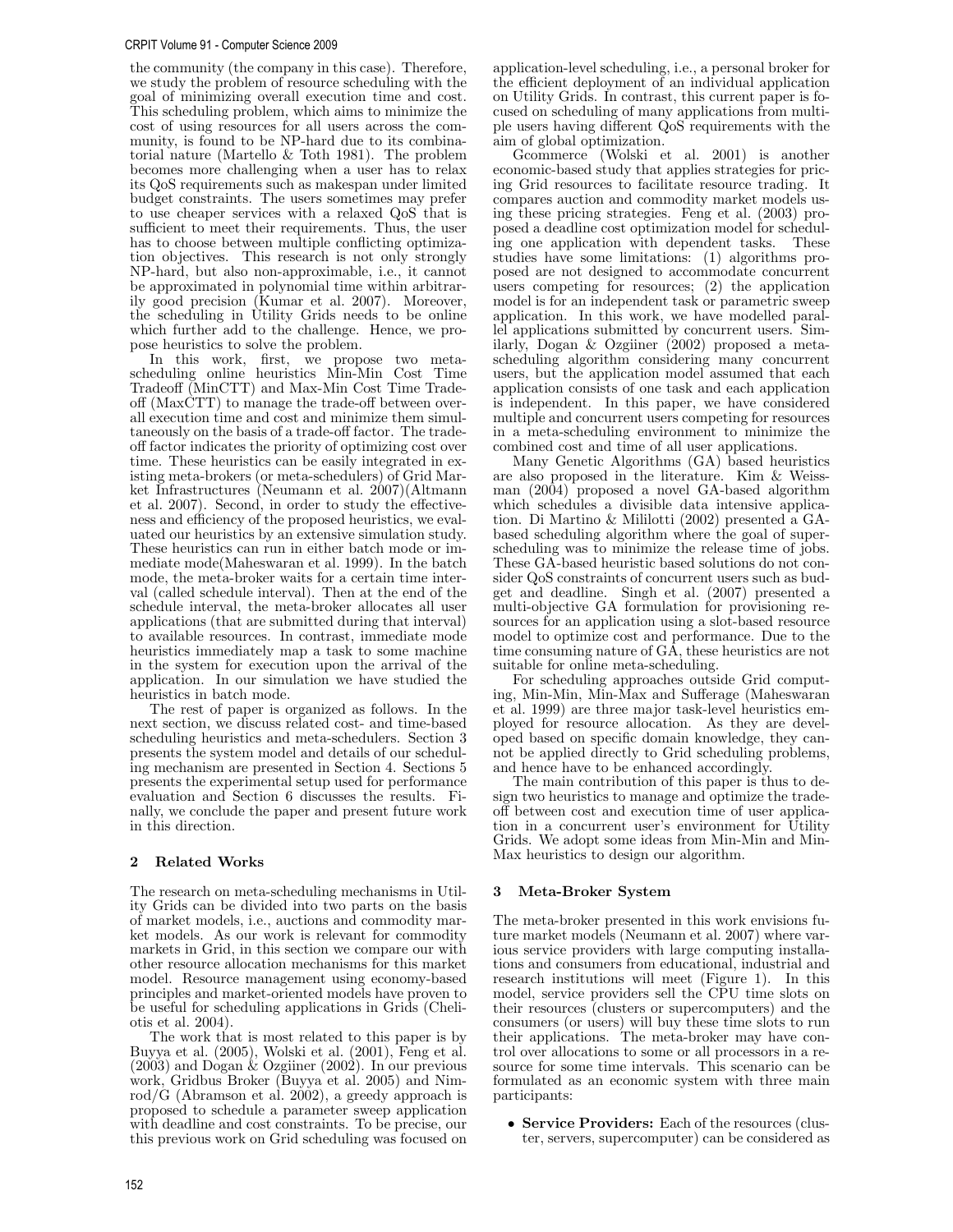the community (the company in this case). Therefore, we study the problem of resource scheduling with the goal of minimizing overall execution time and cost. This scheduling problem, which aims to minimize the cost of using resources for all users across the community, is found to be NP-hard due to its combinatorial nature (Martello & Toth 1981). The problem becomes more challenging when a user has to relax its QoS requirements such as makespan under limited budget constraints. The users sometimes may prefer to use cheaper services with a relaxed QoS that is sufficient to meet their requirements. Thus, the user has to choose between multiple conflicting optimization objectives. This research is not only strongly NP-hard, but also non-approximable, i.e., it cannot be approximated in polynomial time within arbitrarily good precision (Kumar et al. 2007). Moreover, the scheduling in Utility Grids needs to be online which further add to the challenge. Hence, we propose heuristics to solve the problem.

In this work, first, we propose two meta-scheduling online heuristics Min-Min Cost Time Tradeoff (MinCTT) and Max-Min Cost Time Tradeoff (MaxCTT) to manage the trade-off between overall execution time and cost and minimize them simultaneously on the basis of a trade-off factor. The trade-off factor indicates the priority of optimizing cost over time. These heuristics can be easily integrated in existing meta-brokers (or meta-schedulers) of Grid Market Infrastructures (Neumann et al. 2007)(Altmann et al. 2007). Second, in order to study the effectiveness and efficiency of the proposed heuristics, we evaluated our heuristics by an extensive simulation study. These heuristics can run in either batch mode or immediate mode(Maheswaran et al. 1999). In the batch mode, the meta-broker waits for a certain time interval (called schedule interval). Then at the end of the schedule interval, the meta-broker allocates all user applications (that are submitted during that interval) to available resources. In contrast, immediate mode heuristics immediately map a task to some machine in the system for execution upon the arrival of the application. In our simulation we have studied the heuristics in batch mode.

The rest of paper is organized as follows. In the next section, we discuss related cost- and time-based scheduling heuristics and meta-schedulers. Section 3 presents the system model and details of our scheduling mechanism are presented in Section 4. Sections 5 presents the experimental setup used for performance evaluation and Section 6 discusses the results. Finally, we conclude the paper and present future work in this direction.

## 2 Related Works

The research on meta-scheduling mechanisms in Utility Grids can be divided into two parts on the basis of market models, i.e., auctions and commodity market models. As our work is relevant for commodity markets in Grid, in this section we compare our with other resource allocation mechanisms for this market model. Resource management using economy-based principles and market-oriented models have proven to be useful for scheduling applications in Grids (Cheliotis et al. 2004).

The work that is most related to this paper is by Buyya et al. (2005), Wolski et al. (2001), Feng et al. (2003) and Dogan & Ozgiiner (2002). In our previous work, Gridbus Broker (Buyya et al. 2005) and Nimrod/G (Abramson et al. 2002), a greedy approach is proposed to schedule a parameter sweep application with deadline and cost constraints. To be precise, our this previous work on Grid scheduling was focused on application-level scheduling, i.e., a personal broker for the efficient deployment of an individual application on Utility Grids. In contrast, this current paper is focused on scheduling of many applications from multiple users having different QoS requirements with the aim of global optimization.

Gcommerce (Wolski et al. 2001) is another economic-based study that applies strategies for pricing Grid resources to facilitate resource trading. It compares auction and commodity market models using these pricing strategies. Feng et al. (2003) proposed a deadline cost optimization model for scheduling one application with dependent tasks. These studies have some limitations: (1) algorithms proposed are not designed to accommodate concurrent users competing for resources; (2) the application model is for an independent task or parametric sweep application. In this work, we have modelled parallel applications submitted by concurrent users. Similarly, Dogan & Ozgiiner (2002) proposed a meta-scheduling algorithm considering many concurrent users, but the application model assumed that each application consists of one task and each application is independent. In this paper, we have considered multiple and concurrent users competing for resources in a meta-scheduling environment to minimize the combined cost and time of all user applications.

Many Genetic Algorithms (GA) based heuristics are also proposed in the literature. Kim & Weissman (2004) proposed a novel GA-based algorithm which schedules a divisible data intensive application. Di Martino & Mililotti (2002) presented a GA-based scheduling algorithm where the goal of super-scheduling was to minimize the release time of jobs. These GA-based heuristic based solutions do not consider QoS constraints of concurrent users such as budget and deadline. Singh et al. (2007) presented a multi-objective GA formulation for provisioning resources for an application using a slot-based resource model to optimize cost and performance. Due to the time consuming nature of GA, these heuristics are not suitable for online meta-scheduling.

For scheduling approaches outside Grid computing, Min-Min, Min-Max and Sufferage (Maheswaran et al. 1999) are three major task-level heuristics employed for resource allocation. As they are developed based on specific domain knowledge, they cannot be applied directly to Grid scheduling problems, and hence have to be enhanced accordingly.

The main contribution of this paper is thus to design two heuristics to manage and optimize the trade-off between cost and execution time of user application in a concurrent user's environment for Utility Grids. We adopt some ideas from Min-Min and Min-Max heuristics to design our algorithm.

## 3 Meta-Broker System

The meta-broker presented in this work envisions future market models (Neumann et al. 2007) where various service providers with large computing installations and consumers from educational, industrial and research institutions will meet (Figure 1). In this model, service providers sell the CPU time slots on their resources (clusters or supercomputers) and the consumers (or users) will buy these time slots to run their applications. The meta-broker may have control over allocations to some or all processors in a resource for some time intervals. This scenario can be formulated as an economic system with three main participants:

- **Service Providers:** Each of the resources (cluster, servers, supercomputer) can be considered as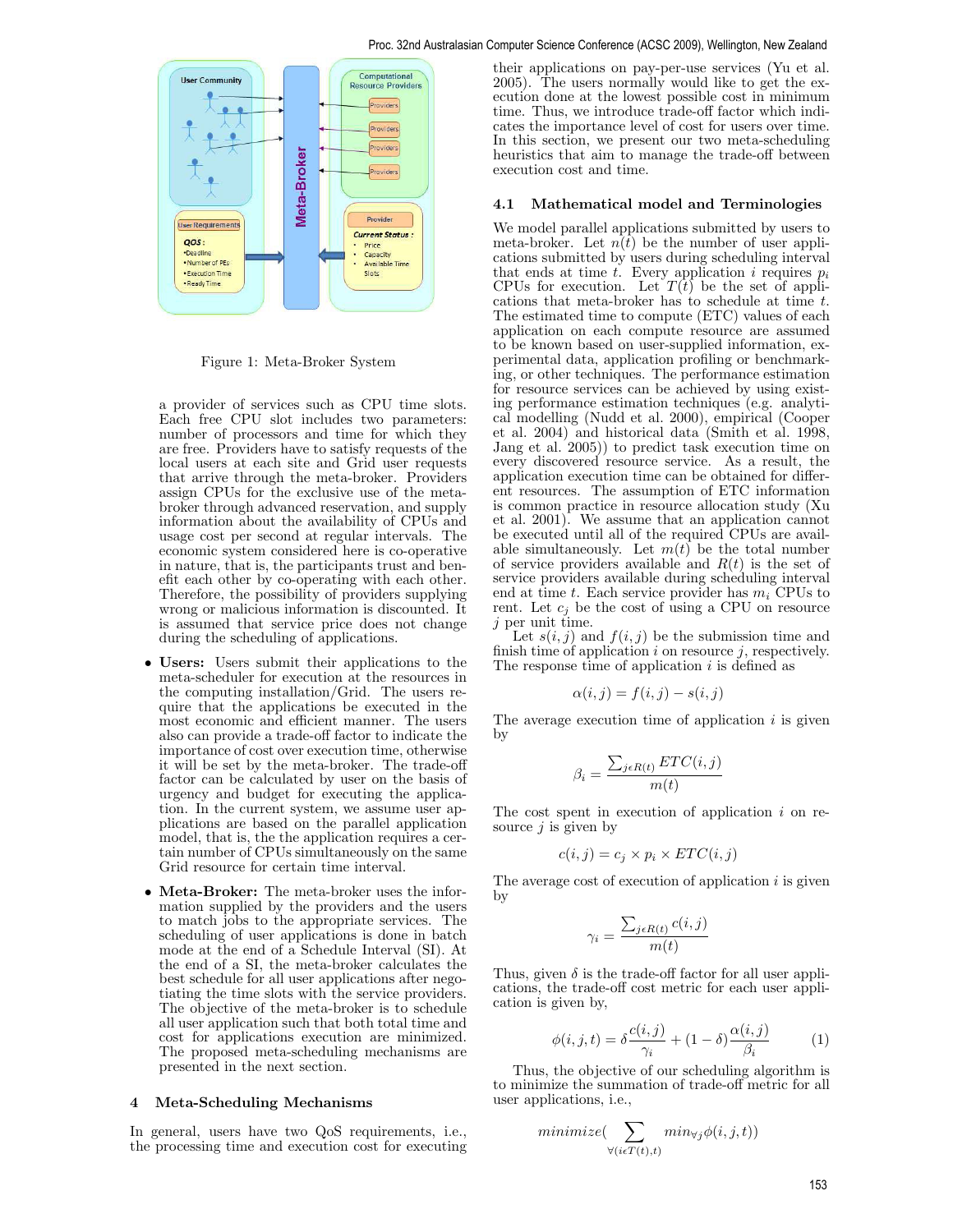Figure 1: Meta-Broker System

a provider of services such as CPU time slots. Each free CPU slot includes two parameters: number of processors and time for which they are free. Providers have to satisfy requests of the local users at each site and Grid user requests that arrive through the meta-broker. Providers assign CPUs for the exclusive use of the meta-broker through advanced reservation, and supply information about the availability of CPUs and usage cost per second at regular intervals. The economic system considered here is co-operative in nature, that is, the participants trust and benefit each other by co-operating with each other. Therefore, the possibility of providers supplying wrong or malicious information is discounted. It is assumed that service price does not change during the scheduling of applications.

- **Users:** Users submit their applications to the meta-scheduler for execution at the resources in the computing installation/Grid. The users require that the applications be executed in the most economic and efficient manner. The users also can provide a trade-off factor to indicate the importance of cost over execution time, otherwise it will be set by the meta-broker. The trade-off factor can be calculated by user on the basis of urgency and budget for executing the application. In the current system, we assume user applications are based on the parallel application model, that is, the the application requires a certain number of CPUs simultaneously on the same Grid resource for certain time interval.
- **Meta-Broker:** The meta-broker uses the information supplied by the providers and the users to match jobs to the appropriate services. The scheduling of user applications is done in batch mode at the end of a Schedule Interval (SI). At the end of a SI, the meta-broker calculates the best schedule for all user applications after negotiating the time slots with the service providers. The objective of the meta-broker is to schedule all user application such that both total time and cost for applications execution are minimized. The proposed meta-scheduling mechanisms are presented in the next section.

## 4 Meta-Scheduling Mechanisms

In general, users have two QoS requirements, i.e., the processing time and execution cost for executing their applications on pay-per-use services (Yu et al. 2005). The users normally would like to get the execution done at the lowest possible cost in minimum time. Thus, we introduce trade-off factor which indicates the importance level of cost for users over time. In this section, we present our two meta-scheduling heuristics that aim to manage the trade-off between execution cost and time.

### 4.1 Mathematical model and Terminologies

We model parallel applications submitted by users to meta-broker. Let $n(t)$ be the number of user applications submitted by users during scheduling interval that ends at time $t$. Every application $i$ requires $p_i$ CPUs for execution. Let $T(t)$ be the set of applications that meta-broker has to schedule at time $t$. The estimated time to compute (ETC) values of each application on each compute resource are assumed to be known based on user-supplied information, experimental data, application profiling or benchmarking, or other techniques. The performance estimation for resource services can be achieved by using existing performance estimation techniques (e.g. analytical modelling (Nudd et al. 2000), empirical (Cooper et al. 2004) and historical data (Smith et al. 1998, Jang et al. 2005)) to predict task execution time on every discovered resource service. As a result, the application execution time can be obtained for different resources. The assumption of ETC information is common practice in resource allocation study (Xu et al. 2001). We assume that an application cannot be executed until all of the required CPUs are available simultaneously. Let $m(t)$ be the total number of service providers available and $R(t)$ is the set of service providers available during scheduling interval end at time $t$. Each service provider has $m_i$ CPUs to rent. Let $c_j$ be the cost of using a CPU on resource $j$ per unit time.

Let $s(i, j)$ and $f(i, j)$ be the submission time and finish time of application $i$ on resource $j$, respectively. The response time of application $i$ is defined as

$$\alpha(i, j) = f(i, j) - s(i, j)$$

The average execution time of application $i$ is given by

$$\beta_i = \frac{\sum_{j \epsilon R(t)} ETC(i, j)}{m(t)}$$

The cost spent in execution of application $i$ on resource $j$ is given by

$$c(i, j) = c_j \times p_i \times ETC(i, j)$$

The average cost of execution of application $i$ is given by

$$\gamma_i = \frac{\sum_{j \epsilon R(t)} c(i, j)}{m(t)}$$

Thus, given $\delta$ is the trade-off factor for all user applications, the trade-off cost metric for each user application is given by,

$$\phi(i, j, t) = \delta \frac{c(i, j)}{\gamma_i} + (1 - \delta) \frac{\alpha(i, j)}{\beta_i} \quad (1)$$

Thus, the objective of our scheduling algorithm is to minimize the summation of trade-off metric for all user applications, i.e.,

$$minimize\left( \sum_{\forall (i \epsilon T(t), t)} min_{\forall j} \phi(i, j, t) \right)$$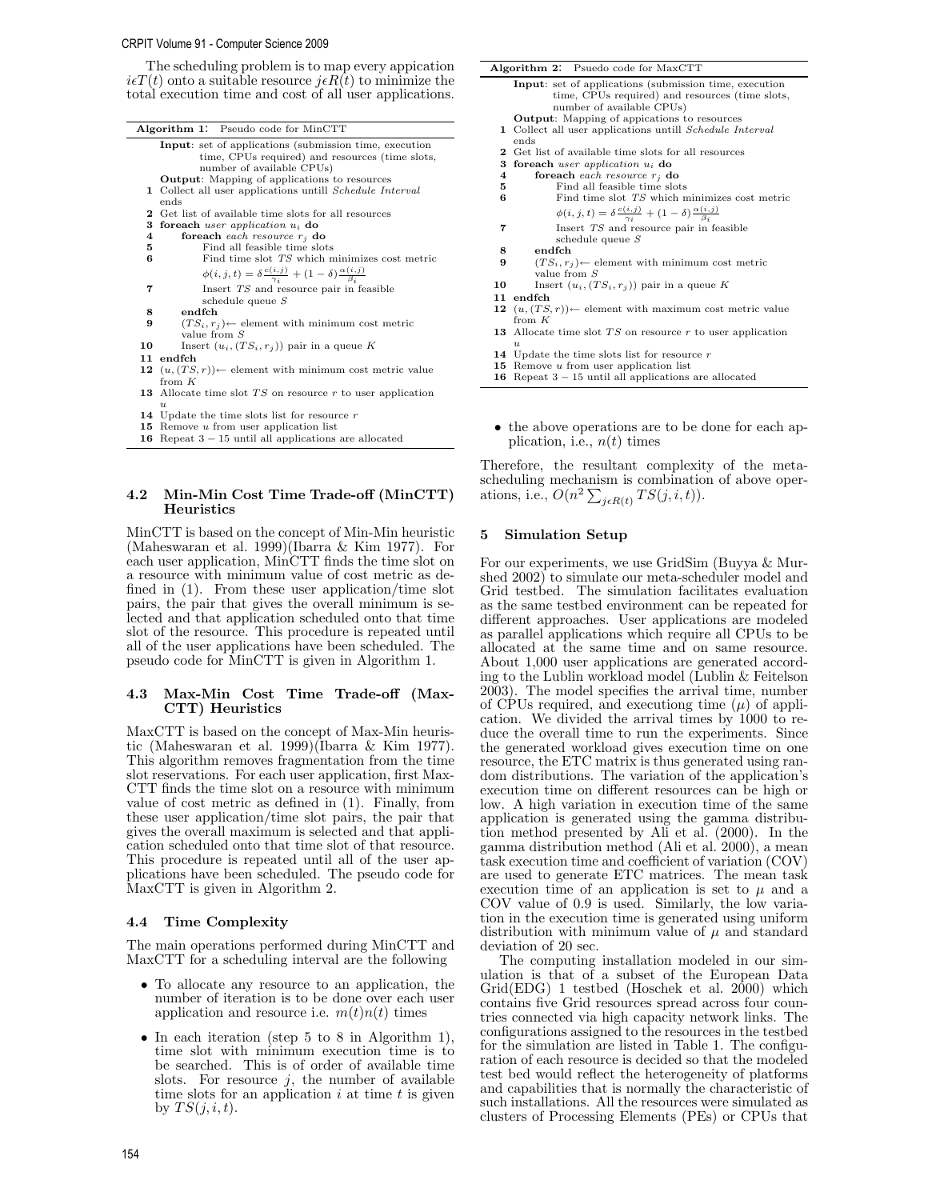The scheduling problem is to map every appication $i \epsilon T(t)$ onto a suitable resource $j \epsilon R(t)$ to minimize the total execution time and cost of all user applications.

**Algorithm 1**: Pseudo code for MinCTT

```
Input: set of applications (submission time, execution
       time, CPUs required) and resources (time slots,
       number of available CPUs)
Output: Mapping of applications to resources
1  Collect all user applications untill Schedule Interval
   ends
2  Get list of available time slots for all resources
3  foreach user application u_i do
4      foreach each resource r_j do
5          Find all feasible time slots
6          Find time slot TS which minimizes cost metric
           φ(i,j,t) = δ c(i,j)/γ_i + (1 − δ) α(i,j)/β_i
7          Insert TS and resource pair in feasible
           schedule queue S
8      endfch
9      (TS_i, r_j) ← element with minimum cost metric
       value from S
10     Insert (u_i, (TS_i, r_j)) pair in a queue K
11 endfch
12 (u, (TS, r)) ← element with minimum cost metric value
   from K
13 Allocate time slot TS on resource r to user application
   u
14 Update the time slots list for resource r
15 Remove u from user application list
16 Repeat 3 − 15 until all applications are allocated
```

### 4.2 Min-Min Cost Time Trade-off (MinCTT) Heuristics

MinCTT is based on the concept of Min-Min heuristic (Maheswaran et al. 1999)(Ibarra & Kim 1977). For each user application, MinCTT finds the time slot on a resource with minimum value of cost metric as defined in (1). From these user application/time slot pairs, the pair that gives the overall minimum is selected and that application scheduled onto that time slot of the resource. This procedure is repeated until all of the user applications have been scheduled. The pseudo code for MinCTT is given in Algorithm 1.

### 4.3 Max-Min Cost Time Trade-off (MaxCTT) Heuristics

MaxCTT is based on the concept of Max-Min heuristic (Maheswaran et al. 1999)(Ibarra & Kim 1977). This algorithm removes fragmentation from the time slot reservations. For each user application, first MaxCTT finds the time slot on a resource with minimum value of cost metric as defined in (1). Finally, from these user application/time slot pairs, the pair that gives the overall maximum is selected and that application scheduled onto that time slot of that resource. This procedure is repeated until all of the user applications have been scheduled. The pseudo code for MaxCTT is given in Algorithm 2.

### 4.4 Time Complexity

The main operations performed during MinCTT and MaxCTT for a scheduling interval are the following

- To allocate any resource to an application, the number of iteration is to be done over each user application and resource i.e. $m(t)n(t)$ times
- In each iteration (step 5 to 8 in Algorithm 1), time slot with minimum execution time is to be searched. This is of order of available time slots. For resource $j$, the number of available time slots for an application $i$ at time $t$ is given by $TS(j, i, t)$.

**Algorithm 2**: Psuedo code for MaxCTT

```
Input: set of applications (submission time, execution
       time, CPUs required) and resources (time slots,
       number of available CPUs)
Output: Mapping of appications to resources
1  Collect all user applications untill Schedule Interval
   ends
2  Get list of available time slots for all resources
3  foreach user application u_i do
4      foreach each resource r_j do
5          Find all feasible time slots
6          Find time slot TS which minimizes cost metric
           φ(i,j,t) = δ c(i,j)/γ_i + (1 − δ) α(i,j)/β_i
7          Insert TS and resource pair in feasible
           schedule queue S
8      endfch
9      (TS_i, r_j) ← element with minimum cost metric
       value from S
10     Insert (u_i, (TS_i, r_j)) pair in a queue K
11 endfch
12 (u, (TS, r)) ← element with maximum cost metric value
   from K
13 Allocate time slot TS on resource r to user application
   u
14 Update the time slots list for resource r
15 Remove u from user application list
16 Repeat 3 − 15 until all applications are allocated
```

- the above operations are to be done for each application, i.e., $n(t)$ times

Therefore, the resultant complexity of the meta-scheduling mechanism is combination of above operations, i.e., $O(n^2 \sum_{j \epsilon R(t)} TS(j, i, t))$.

## 5 Simulation Setup

For our experiments, we use GridSim (Buyya & Murshed 2002) to simulate our meta-scheduler model and Grid testbed. The simulation facilitates evaluation as the same testbed environment can be repeated for different approaches. User applications are modeled as parallel applications which require all CPUs to be allocated at the same time and on same resource. About 1,000 user applications are generated according to the Lublin workload model (Lublin & Feitelson 2003). The model specifies the arrival time, number of CPUs required, and executiong time ($\mu$) of application. We divided the arrival times by 1000 to reduce the overall time to run the experiments. Since the generated workload gives execution time on one resource, the ETC matrix is thus generated using random distributions. The variation of the application's execution time on different resources can be high or low. A high variation in execution time of the same application is generated using the gamma distribution method presented by Ali et al. (2000). In the gamma distribution method (Ali et al. 2000), a mean task execution time and coefficient of variation (COV) are used to generate ETC matrices. The mean task execution time of an application is set to $\mu$ and a COV value of 0.9 is used. Similarly, the low variation in the execution time is generated using uniform distribution with minimum value of $\mu$ and standard deviation of 20 sec.

The computing installation modeled in our simulation is that of a subset of the European Data Grid(EDG) 1 testbed (Hoschek et al. 2000) which contains five Grid resources spread across four countries connected via high capacity network links. The configurations assigned to the resources in the testbed for the simulation are listed in Table 1. The configuration of each resource is decided so that the modeled test bed would reflect the heterogeneity of platforms and capabilities that is normally the characteristic of such installations. All the resources were simulated as clusters of Processing Elements (PEs) or CPUs that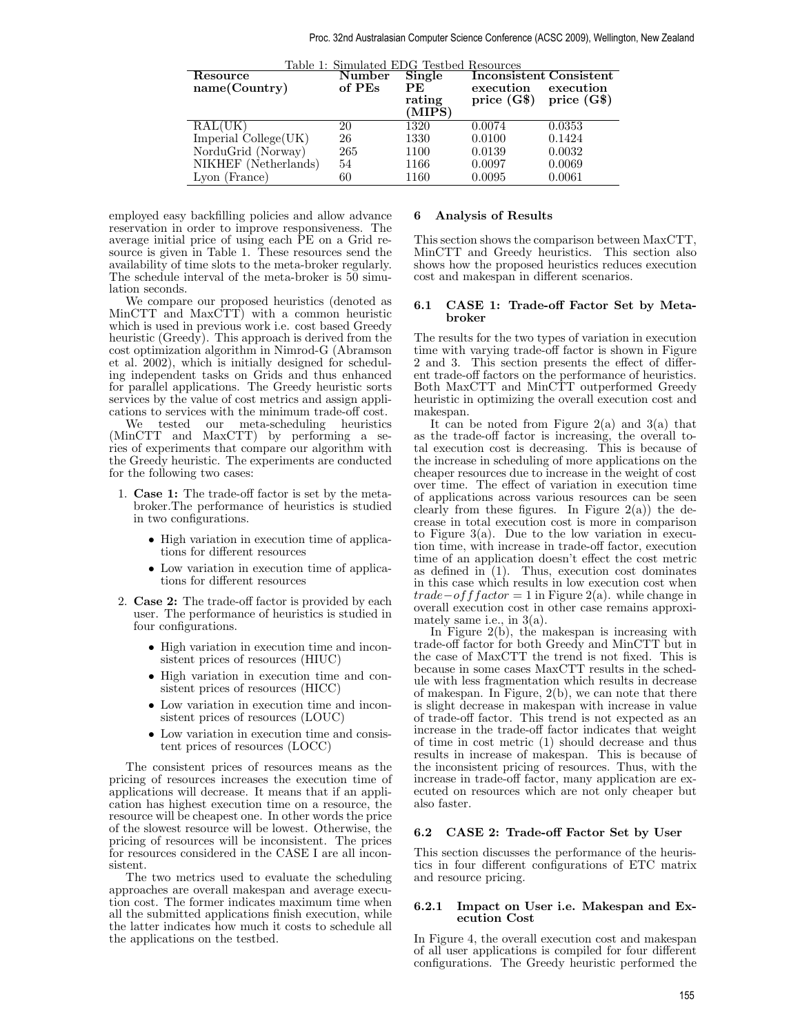Table 1: Simulated EDG Testbed Resources

| Resource name(Country) | Number of PEs | Single PE rating (MIPS) | Inconsistent execution price (G$) | Consistent execution price (G$) |
|---|---|---|---|---|
| RAL(UK) | 20 | 1320 | 0.0074 | 0.0353 |
| Imperial College(UK) | 26 | 1330 | 0.0100 | 0.1424 |
| NorduGrid (Norway) | 265 | 1100 | 0.0139 | 0.0032 |
| NIKHEF (Netherlands) | 54 | 1166 | 0.0097 | 0.0069 |
| Lyon (France) | 60 | 1160 | 0.0095 | 0.0061 |

employed easy backfilling policies and allow advance reservation in order to improve responsiveness. The average initial price of using each PE on a Grid resource is given in Table 1. These resources send the availability of time slots to the meta-broker regularly. The schedule interval of the meta-broker is 50 simulation seconds.

We compare our proposed heuristics (denoted as MinCTT and MaxCTT) with a common heuristic which is used in previous work i.e. cost based Greedy heuristic (Greedy). This approach is derived from the cost optimization algorithm in Nimrod-G (Abramson et al. 2002), which is initially designed for scheduling independent tasks on Grids and thus enhanced for parallel applications. The Greedy heuristic sorts services by the value of cost metrics and assign applications to services with the minimum trade-off cost.

We tested our meta-scheduling heuristics (MinCTT and MaxCTT) by performing a series of experiments that compare our algorithm with the Greedy heuristic. The experiments are conducted for the following two cases:

1. **Case 1:** The trade-off factor is set by the meta-broker.The performance of heuristics is studied in two configurations.
   - High variation in execution time of applications for different resources
   - Low variation in execution time of applications for different resources
2. **Case 2:** The trade-off factor is provided by each user. The performance of heuristics is studied in four configurations.
   - High variation in execution time and inconsistent prices of resources (HIUC)
   - High variation in execution time and consistent prices of resources (HICC)
   - Low variation in execution time and inconsistent prices of resources (LOUC)
   - Low variation in execution time and consistent prices of resources (LOCC)

The consistent prices of resources means as the pricing of resources increases the execution time of applications will decrease. It means that if an application has highest execution time on a resource, the resource will be cheapest one. In other words the price of the slowest resource will be lowest. Otherwise, the pricing of resources will be inconsistent. The prices for resources considered in the CASE I are all inconsistent.

The two metrics used to evaluate the scheduling approaches are overall makespan and average execution cost. The former indicates maximum time when all the submitted applications finish execution, while the latter indicates how much it costs to schedule all the applications on the testbed.

## 6 Analysis of Results

This section shows the comparison between MaxCTT, MinCTT and Greedy heuristics. This section also shows how the proposed heuristics reduces execution cost and makespan in different scenarios.

### 6.1 CASE 1: Trade-off Factor Set by Meta-broker

The results for the two types of variation in execution time with varying trade-off factor is shown in Figure 2 and 3. This section presents the effect of different trade-off factors on the performance of heuristics. Both MaxCTT and MinCTT outperformed Greedy heuristic in optimizing the overall execution cost and makespan.

It can be noted from Figure 2(a) and 3(a) that as the trade-off factor is increasing, the overall total execution cost is decreasing. This is because of the increase in scheduling of more applications on the cheaper resources due to increase in the weight of cost over time. The effect of variation in execution time of applications across various resources can be seen clearly from these figures. In Figure 2(a)) the decrease in total execution cost is more in comparison to Figure 3(a). Due to the low variation in execution time, with increase in trade-off factor, execution time of an application doesn't effect the cost metric as defined in (1). Thus, execution cost dominates in this case which results in low execution cost when $trade-off factor = 1$ in Figure 2(a). while change in overall execution cost in other case remains approximately same i.e., in 3(a).

In Figure 2(b), the makespan is increasing with trade-off factor for both Greedy and MinCTT but in the case of MaxCTT the trend is not fixed. This is because in some cases MaxCTT results in the schedule with less fragmentation which results in decrease of makespan. In Figure, 2(b), we can note that there is slight decrease in makespan with increase in value of trade-off factor. This trend is not expected as an increase in the trade-off factor indicates that weight of time in cost metric (1) should decrease and thus results in increase of makespan. This is because of the inconsistent pricing of resources. Thus, with the increase in trade-off factor, many application are executed on resources which are not only cheaper but also faster.

### 6.2 CASE 2: Trade-off Factor Set by User

This section discusses the performance of the heuristics in four different configurations of ETC matrix and resource pricing.

#### 6.2.1 Impact on User i.e. Makespan and Execution Cost

In Figure 4, the overall execution cost and makespan of all user applications is compiled for four different configurations. The Greedy heuristic performed the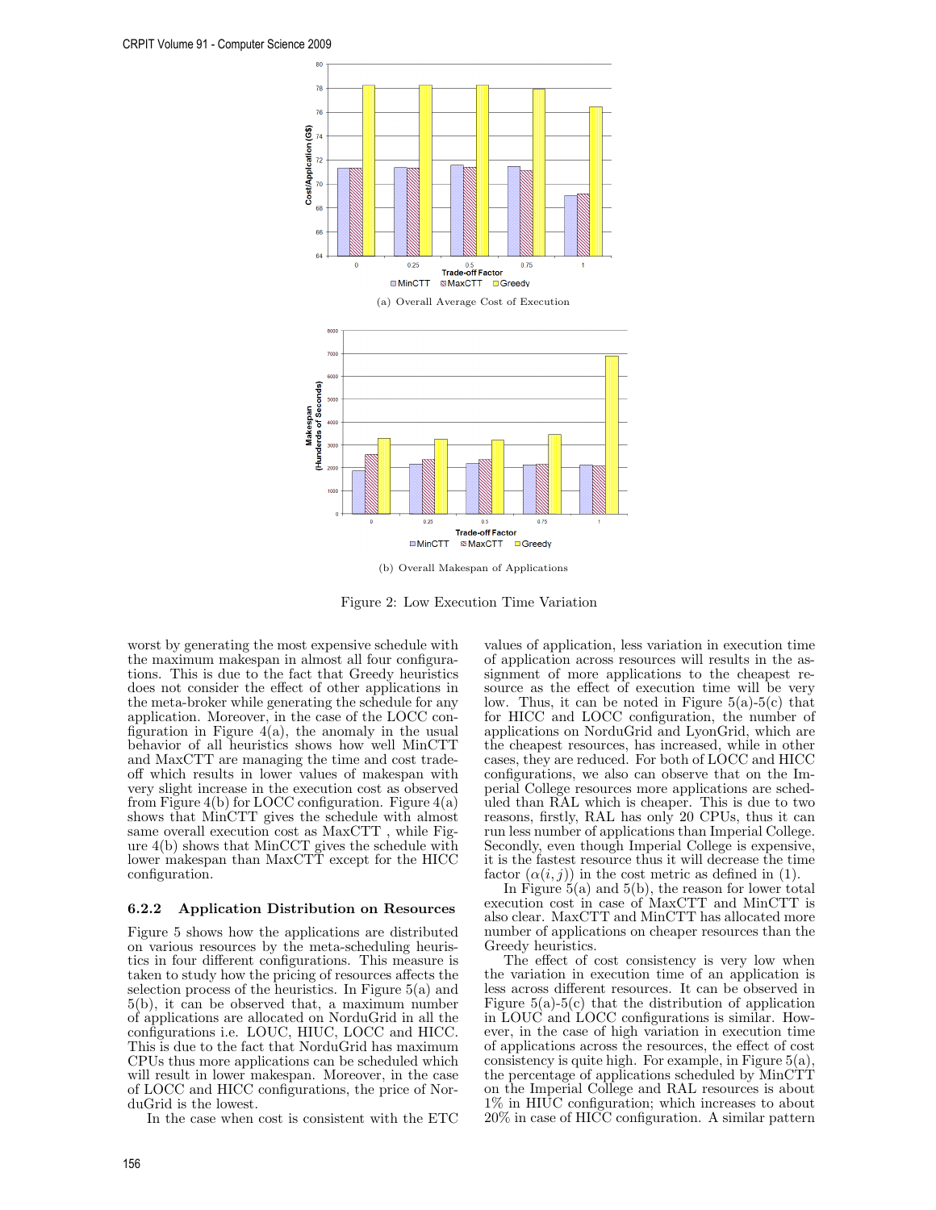(a) Overall Average Cost of Execution

(b) Overall Makespan of Applications

Figure 2: Low Execution Time Variation

worst by generating the most expensive schedule with the maximum makespan in almost all four configurations. This is due to the fact that Greedy heuristics does not consider the effect of other applications in the meta-broker while generating the schedule for any application. Moreover, in the case of the LOCC configuration in Figure 4(a), the anomaly in the usual behavior of all heuristics shows how well MinCTT and MaxCTT are managing the time and cost trade-off which results in lower values of makespan with very slight increase in the execution cost as observed from Figure 4(b) for LOCC configuration. Figure 4(a) shows that MinCTT gives the schedule with almost same overall execution cost as MaxCTT , while Figure 4(b) shows that MinCCT gives the schedule with lower makespan than MaxCTT except for the HICC configuration.

#### 6.2.2 Application Distribution on Resources

Figure 5 shows how the applications are distributed on various resources by the meta-scheduling heuristics in four different configurations. This measure is taken to study how the pricing of resources affects the selection process of the heuristics. In Figure 5(a) and 5(b), it can be observed that, a maximum number of applications are allocated on NorduGrid in all the configurations i.e. LOUC, HIUC, LOCC and HICC. This is due to the fact that NorduGrid has maximum CPUs thus more applications can be scheduled which will result in lower makespan. Moreover, in the case of LOCC and HICC configurations, the price of NorduGrid is the lowest.

In the case when cost is consistent with the ETC values of application, less variation in execution time of application across resources will results in the assignment of more applications to the cheapest resource as the effect of execution time will be very low. Thus, it can be noted in Figure 5(a)-5(c) that for HICC and LOCC configuration, the number of applications on NorduGrid and LyonGrid, which are the cheapest resources, has increased, while in other cases, they are reduced. For both of LOCC and HICC configurations, we also can observe that on the Imperial College resources more applications are scheduled than RAL which is cheaper. This is due to two reasons, firstly, RAL has only 20 CPUs, thus it can run less number of applications than Imperial College. Secondly, even though Imperial College is expensive, it is the fastest resource thus it will decrease the time factor ($\alpha(i, j)$) in the cost metric as defined in (1).

In Figure 5(a) and 5(b), the reason for lower total execution cost in case of MaxCTT and MinCTT is also clear. MaxCTT and MinCTT has allocated more number of applications on cheaper resources than the Greedy heuristics.

The effect of cost consistency is very low when the variation in execution time of an application is less across different resources. It can be observed in Figure 5(a)-5(c) that the distribution of application in LOUC and LOCC configurations is similar. However, in the case of high variation in execution time of applications across the resources, the effect of cost consistency is quite high. For example, in Figure 5(a), the percentage of applications scheduled by MinCTT on the Imperial College and RAL resources is about 1% in HIUC configuration; which increases to about 20% in case of HICC configuration. A similar pattern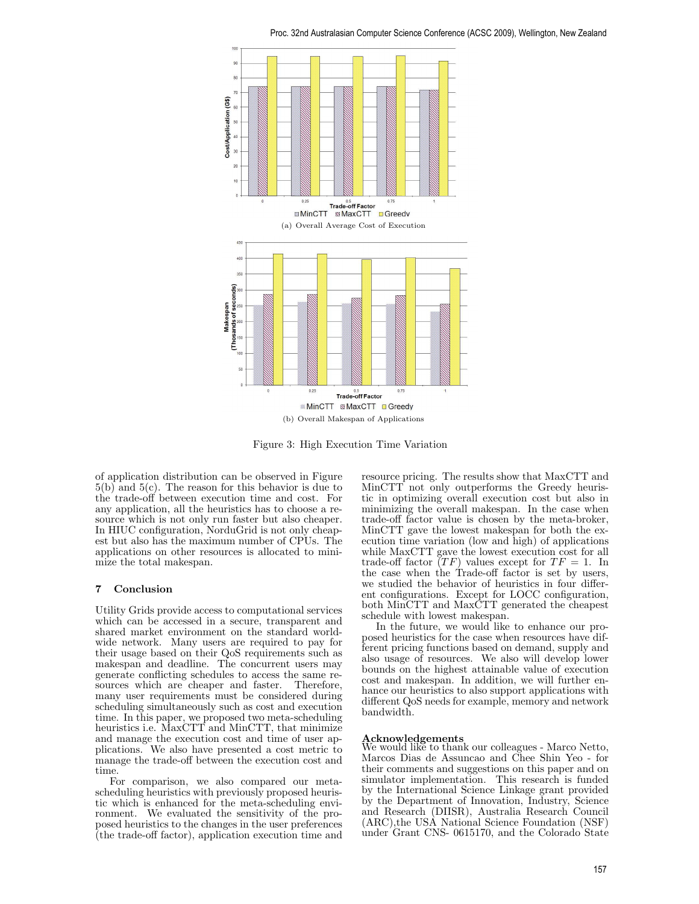(a) Overall Average Cost of Execution

(b) Overall Makespan of Applications

Figure 3: High Execution Time Variation

of application distribution can be observed in Figure 5(b) and 5(c). The reason for this behavior is due to the trade-off between execution time and cost. For any application, all the heuristics has to choose a resource which is not only run faster but also cheaper. In HIUC configuration, NorduGrid is not only cheapest but also has the maximum number of CPUs. The applications on other resources is allocated to minimize the total makespan.

## 7 Conclusion

Utility Grids provide access to computational services which can be accessed in a secure, transparent and shared market environment on the standard worldwide network. Many users are required to pay for their usage based on their QoS requirements such as makespan and deadline. The concurrent users may generate conflicting schedules to access the same resources which are cheaper and faster. Therefore, many user requirements must be considered during scheduling simultaneously such as cost and execution time. In this paper, we proposed two meta-scheduling heuristics i.e. MaxCTT and MinCTT, that minimize and manage the execution cost and time of user applications. We also have presented a cost metric to manage the trade-off between the execution cost and time.

For comparison, we also compared our meta-scheduling heuristics with previously proposed heuristic which is enhanced for the meta-scheduling environment. We evaluated the sensitivity of the proposed heuristics to the changes in the user preferences (the trade-off factor), application execution time and resource pricing. The results show that MaxCTT and MinCTT not only outperforms the Greedy heuristic in optimizing overall execution cost but also in minimizing the overall makespan. In the case when trade-off factor value is chosen by the meta-broker, MinCTT gave the lowest makespan for both the execution time variation (low and high) of applications while MaxCTT gave the lowest execution cost for all trade-off factor ($TF$) values except for $TF = 1$. In the case when the Trade-off factor is set by users, we studied the behavior of heuristics in four different configurations. Except for LOCC configuration, both MinCTT and MaxCTT generated the cheapest schedule with lowest makespan.

In the future, we would like to enhance our proposed heuristics for the case when resources have different pricing functions based on demand, supply and also usage of resources. We also will develop lower bounds on the highest attainable value of execution cost and makespan. In addition, we will further enhance our heuristics to also support applications with different QoS needs for example, memory and network bandwidth.

## Acknowledgements

We would like to thank our colleagues - Marco Netto, Marcos Dias de Assuncao and Chee Shin Yeo - for their comments and suggestions on this paper and on simulator implementation. This research is funded by the International Science Linkage grant provided by the Department of Innovation, Industry, Science and Research (DIISR), Australia Research Council (ARC),the USA National Science Foundation (NSF) under Grant CNS- 0615170, and the Colorado State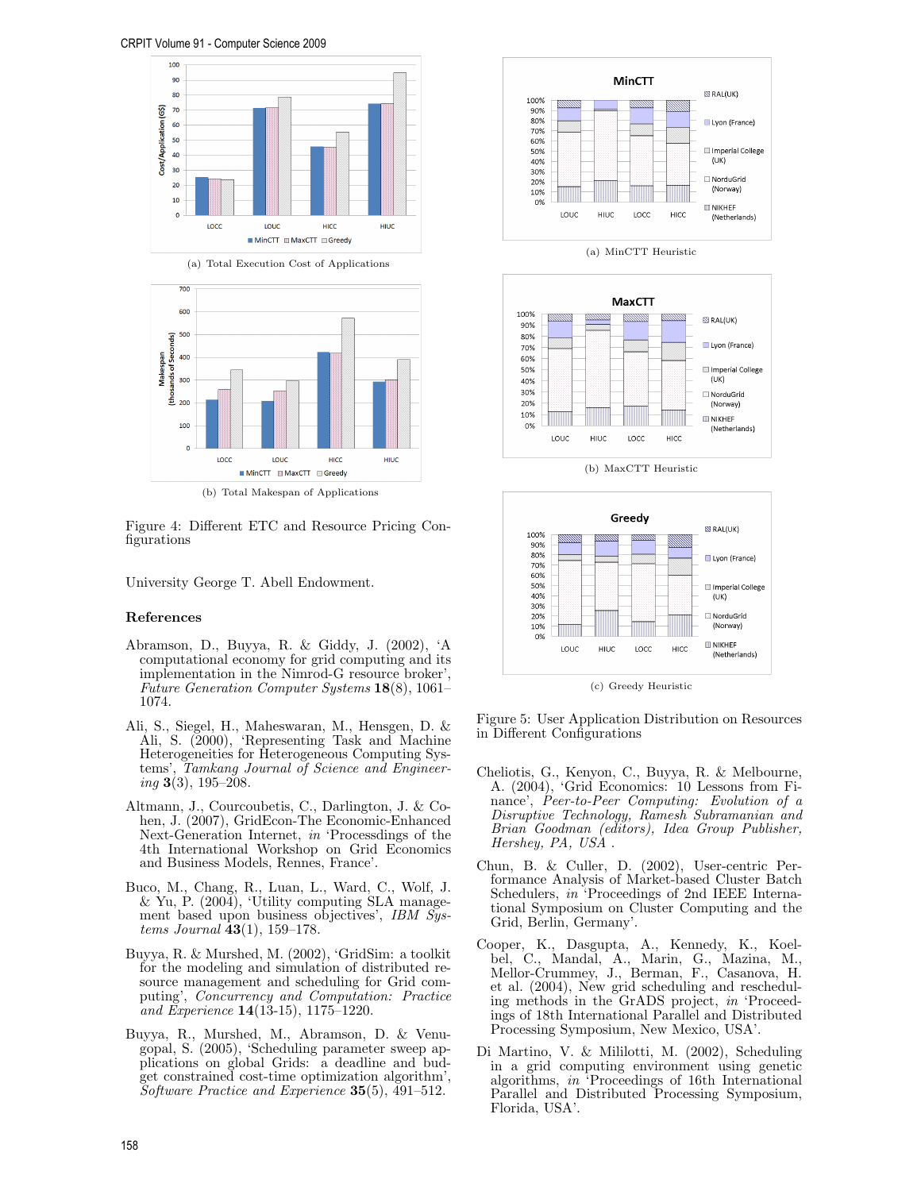(a) Total Execution Cost of Applications

(b) Total Makespan of Applications

Figure 4: Different ETC and Resource Pricing Configurations

University George T. Abell Endowment.

## References

Abramson, D., Buyya, R. & Giddy, J. (2002), 'A computational economy for grid computing and its implementation in the Nimrod-G resource broker', *Future Generation Computer Systems* **18**(8), 1061–1074.

Ali, S., Siegel, H., Maheswaran, M., Hensgen, D. & Ali, S. (2000), 'Representing Task and Machine Heterogeneities for Heterogeneous Computing Systems', *Tamkang Journal of Science and Engineering* **3**(3), 195–208.

Altmann, J., Courcoubetis, C., Darlington, J. & Cohen, J. (2007), GridEcon-The Economic-Enhanced Next-Generation Internet, *in* 'Processdings of the 4th International Workshop on Grid Economics and Business Models, Rennes, France'.

Buco, M., Chang, R., Luan, L., Ward, C., Wolf, J. & Yu, P. (2004), 'Utility computing SLA management based upon business objectives', *IBM Systems Journal* **43**(1), 159–178.

Buyya, R. & Murshed, M. (2002), 'GridSim: a toolkit for the modeling and simulation of distributed resource management and scheduling for Grid computing', *Concurrency and Computation: Practice and Experience* **14**(13-15), 1175–1220.

Buyya, R., Murshed, M., Abramson, D. & Venugopal, S. (2005), 'Scheduling parameter sweep applications on global Grids: a deadline and budget constrained cost-time optimization algorithm', *Software Practice and Experience* **35**(5), 491–512.

(a) MinCTT Heuristic

(b) MaxCTT Heuristic

(c) Greedy Heuristic

Figure 5: User Application Distribution on Resources in Different Configurations

Cheliotis, G., Kenyon, C., Buyya, R. & Melbourne, A. (2004), 'Grid Economics: 10 Lessons from Finance', *Peer-to-Peer Computing: Evolution of a Disruptive Technology, Ramesh Subramanian and Brian Goodman (editors), Idea Group Publisher, Hershey, PA, USA* .

Chun, B. & Culler, D. (2002), User-centric Performance Analysis of Market-based Cluster Batch Schedulers, *in* 'Proceedings of 2nd IEEE International Symposium on Cluster Computing and the Grid, Berlin, Germany'.

Cooper, K., Dasgupta, A., Kennedy, K., Koelbel, C., Mandal, A., Marin, G., Mazina, M., Mellor-Crummey, J., Berman, F., Casanova, H. et al. (2004), New grid scheduling and rescheduling methods in the GrADS project, *in* 'Proceedings of 18th International Parallel and Distributed Processing Symposium, New Mexico, USA'.

Di Martino, V. & Mililotti, M. (2002), Scheduling in a grid computing environment using genetic algorithms, *in* 'Proceedings of 16th International Parallel and Distributed Processing Symposium, Florida, USA'.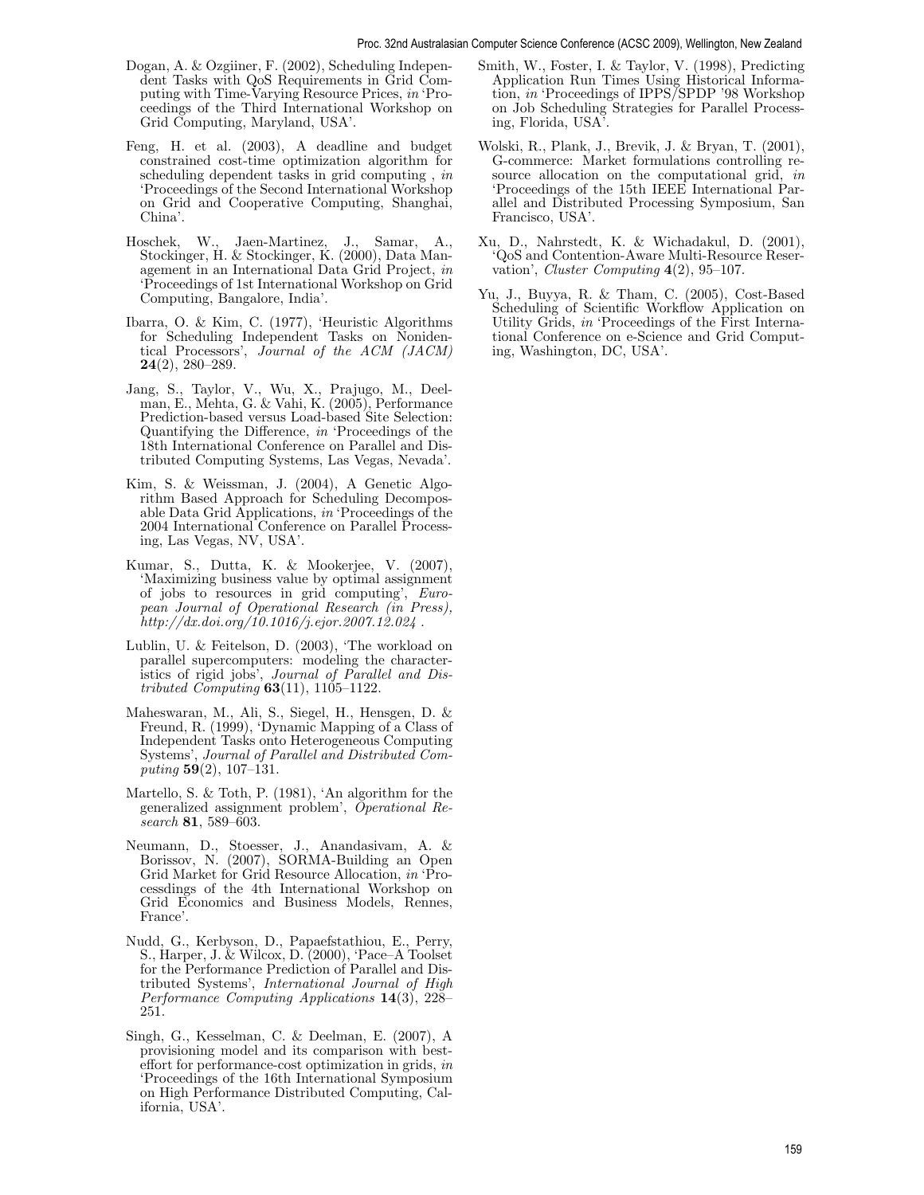Dogan, A. & Ozgüner, F. (2002), Scheduling Independent Tasks with QoS Requirements in Grid Computing with Time-Varying Resource Prices, *in* 'Proceedings of the Third International Workshop on Grid Computing, Maryland, USA'.

Feng, H. et al. (2003), A deadline and budget constrained cost-time optimization algorithm for scheduling dependent tasks in grid computing , *in* 'Proceedings of the Second International Workshop on Grid and Cooperative Computing, Shanghai, China'.

Hoschek, W., Jaen-Martinez, J., Samar, A., Stockinger, H. & Stockinger, K. (2000), Data Management in an International Data Grid Project, *in* 'Proceedings of 1st International Workshop on Grid Computing, Bangalore, India'.

Ibarra, O. & Kim, C. (1977), 'Heuristic Algorithms for Scheduling Independent Tasks on Nonidentical Processors', *Journal of the ACM (JACM)* **24**(2), 280–289.

Jang, S., Taylor, V., Wu, X., Prajugo, M., Deelman, E., Mehta, G. & Vahi, K. (2005), Performance Prediction-based versus Load-based Site Selection: Quantifying the Difference, *in* 'Proceedings of the 18th International Conference on Parallel and Distributed Computing Systems, Las Vegas, Nevada'.

Kim, S. & Weissman, J. (2004), A Genetic Algorithm Based Approach for Scheduling Decomposable Data Grid Applications, *in* 'Proceedings of the 2004 International Conference on Parallel Processing, Las Vegas, NV, USA'.

Kumar, S., Dutta, K. & Mookerjee, V. (2007), 'Maximizing business value by optimal assignment of jobs to resources in grid computing', *European Journal of Operational Research (in Press), http://dx.doi.org/10.1016/j.ejor.2007.12.024* .

Lublin, U. & Feitelson, D. (2003), 'The workload on parallel supercomputers: modeling the characteristics of rigid jobs', *Journal of Parallel and Distributed Computing* **63**(11), 1105–1122.

Maheswaran, M., Ali, S., Siegel, H., Hensgen, D. & Freund, R. (1999), 'Dynamic Mapping of a Class of Independent Tasks onto Heterogeneous Computing Systems', *Journal of Parallel and Distributed Computing* **59**(2), 107–131.

Martello, S. & Toth, P. (1981), 'An algorithm for the generalized assignment problem', *Operational Research* **81**, 589–603.

Neumann, D., Stoesser, J., Anandasivam, A. & Borissov, N. (2007), SORMA-Building an Open Grid Market for Grid Resource Allocation, *in* 'Processdings of the 4th International Workshop on Grid Economics and Business Models, Rennes, France'.

Nudd, G., Kerbyson, D., Papaefstathiou, E., Perry, S., Harper, J. & Wilcox, D. (2000), 'Pace–A Toolset for the Performance Prediction of Parallel and Distributed Systems', *International Journal of High Performance Computing Applications* **14**(3), 228–251.

Singh, G., Kesselman, C. & Deelman, E. (2007), A provisioning model and its comparison with best-effort for performance-cost optimization in grids, *in* 'Proceedings of the 16th International Symposium on High Performance Distributed Computing, California, USA'.

Smith, W., Foster, I. & Taylor, V. (1998), Predicting Application Run Times Using Historical Information, *in* 'Proceedings of IPPS/SPDP '98 Workshop on Job Scheduling Strategies for Parallel Processing, Florida, USA'.

Wolski, R., Plank, J., Brevik, J. & Bryan, T. (2001), G-commerce: Market formulations controlling resource allocation on the computational grid, *in* 'Proceedings of the 15th IEEE International Parallel and Distributed Processing Symposium, San Francisco, USA'.

Xu, D., Nahrstedt, K. & Wichadakul, D. (2001), 'QoS and Contention-Aware Multi-Resource Reservation', *Cluster Computing* **4**(2), 95–107.

Yu, J., Buyya, R. & Tham, C. (2005), Cost-Based Scheduling of Scientific Workflow Application on Utility Grids, *in* 'Proceedings of the First International Conference on e-Science and Grid Computing, Washington, DC, USA'.